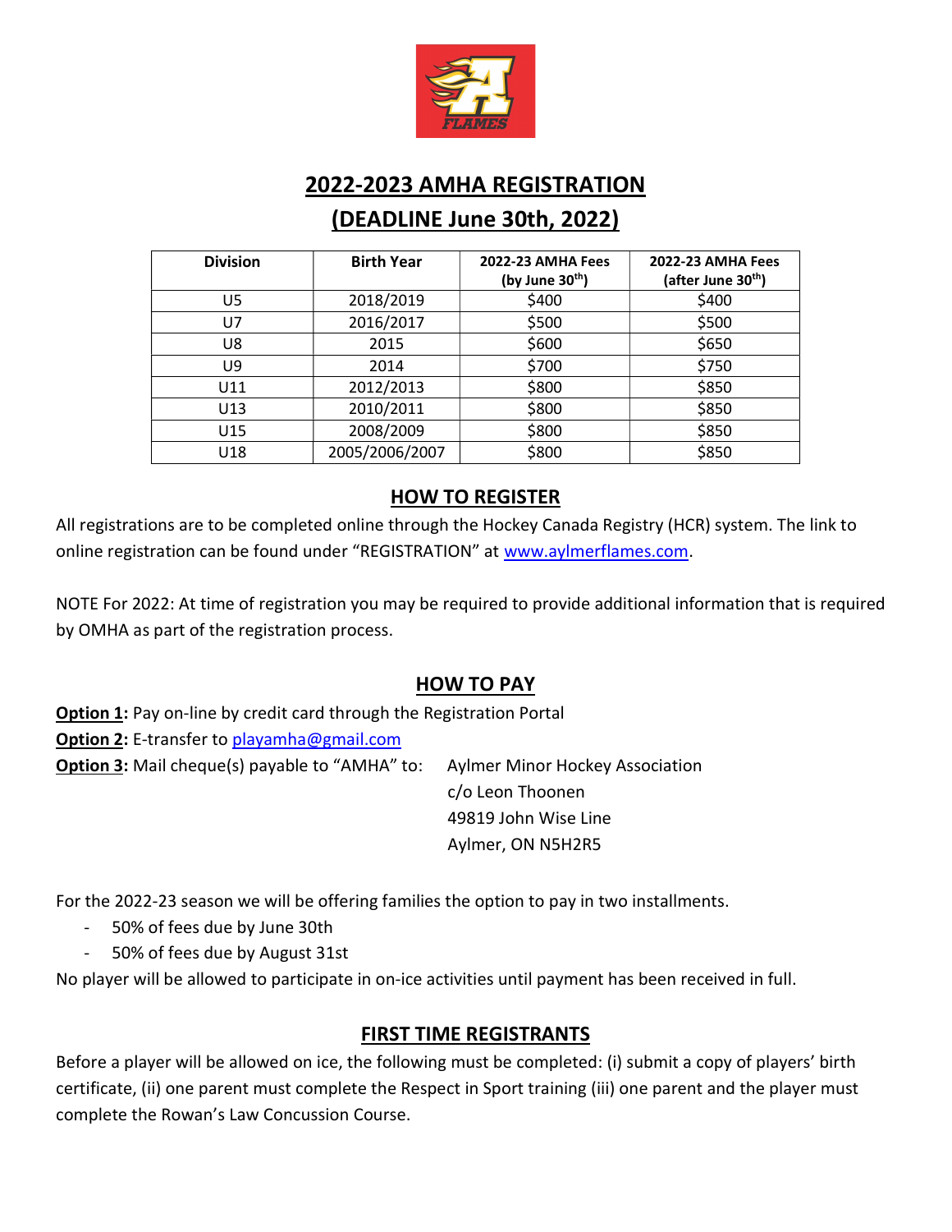# 2022-2023 AMHA REGISTRATION

## (DEADLINE June 30th, 2022)

| Division | Birth Year | 2022-23 AMHA Fees (by June 30th) | 2022-23 AMHA Fees (after June 30th) |
|---|---|---|---|
| U5 | 2018/2019 | $400 | $400 |
| U7 | 2016/2017 | $500 | $500 |
| U8 | 2015 | $600 | $650 |
| U9 | 2014 | $700 | $750 |
| U11 | 2012/2013 | $800 | $850 |
| U13 | 2010/2011 | $800 | $850 |
| U15 | 2008/2009 | $800 | $850 |
| U18 | 2005/2006/2007 | $800 | $850 |

## HOW TO REGISTER

All registrations are to be completed online through the Hockey Canada Registry (HCR) system. The link to online registration can be found under "REGISTRATION" at www.aylmerflames.com.

NOTE For 2022: At time of registration you may be required to provide additional information that is required by OMHA as part of the registration process.

## HOW TO PAY

**Option 1:** Pay on-line by credit card through the Registration Portal
**Option 2:** E-transfer to playamha@gmail.com
**Option 3:** Mail cheque(s) payable to "AMHA" to: Aylmer Minor Hockey Association
c/o Leon Thoonen
49819 John Wise Line
Aylmer, ON N5H2R5

For the 2022-23 season we will be offering families the option to pay in two installments.

- 50% of fees due by June 30th
- 50% of fees due by August 31st

No player will be allowed to participate in on-ice activities until payment has been received in full.

## FIRST TIME REGISTRANTS

Before a player will be allowed on ice, the following must be completed: (i) submit a copy of players' birth certificate, (ii) one parent must complete the Respect in Sport training (iii) one parent and the player must complete the Rowan's Law Concussion Course.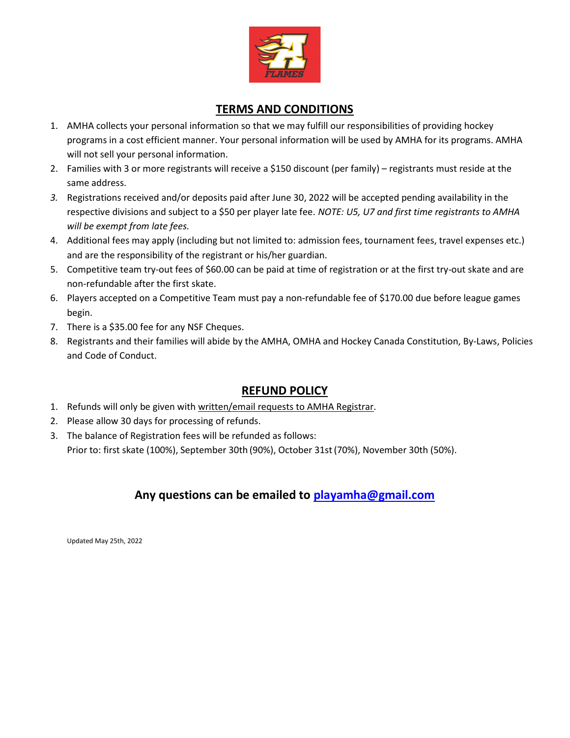## TERMS AND CONDITIONS

1. AMHA collects your personal information so that we may fulfill our responsibilities of providing hockey programs in a cost efficient manner. Your personal information will be used by AMHA for its programs. AMHA will not sell your personal information.
2. Families with 3 or more registrants will receive a $150 discount (per family) – registrants must reside at the same address.
3. Registrations received and/or deposits paid after June 30, 2022 will be accepted pending availability in the respective divisions and subject to a $50 per player late fee. *NOTE: U5, U7 and first time registrants to AMHA will be exempt from late fees.*
4. Additional fees may apply (including but not limited to: admission fees, tournament fees, travel expenses etc.) and are the responsibility of the registrant or his/her guardian.
5. Competitive team try-out fees of $60.00 can be paid at time of registration or at the first try-out skate and are non-refundable after the first skate.
6. Players accepted on a Competitive Team must pay a non-refundable fee of $170.00 due before league games begin.
7. There is a $35.00 fee for any NSF Cheques.
8. Registrants and their families will abide by the AMHA, OMHA and Hockey Canada Constitution, By-Laws, Policies and Code of Conduct.

## REFUND POLICY

1. Refunds will only be given with written/email requests to AMHA Registrar.
2. Please allow 30 days for processing of refunds.
3. The balance of Registration fees will be refunded as follows:
   Prior to: first skate (100%), September 30th (90%), October 31st (70%), November 30th (50%).

### Any questions can be emailed to playamha@gmail.com

Updated May 25th, 2022